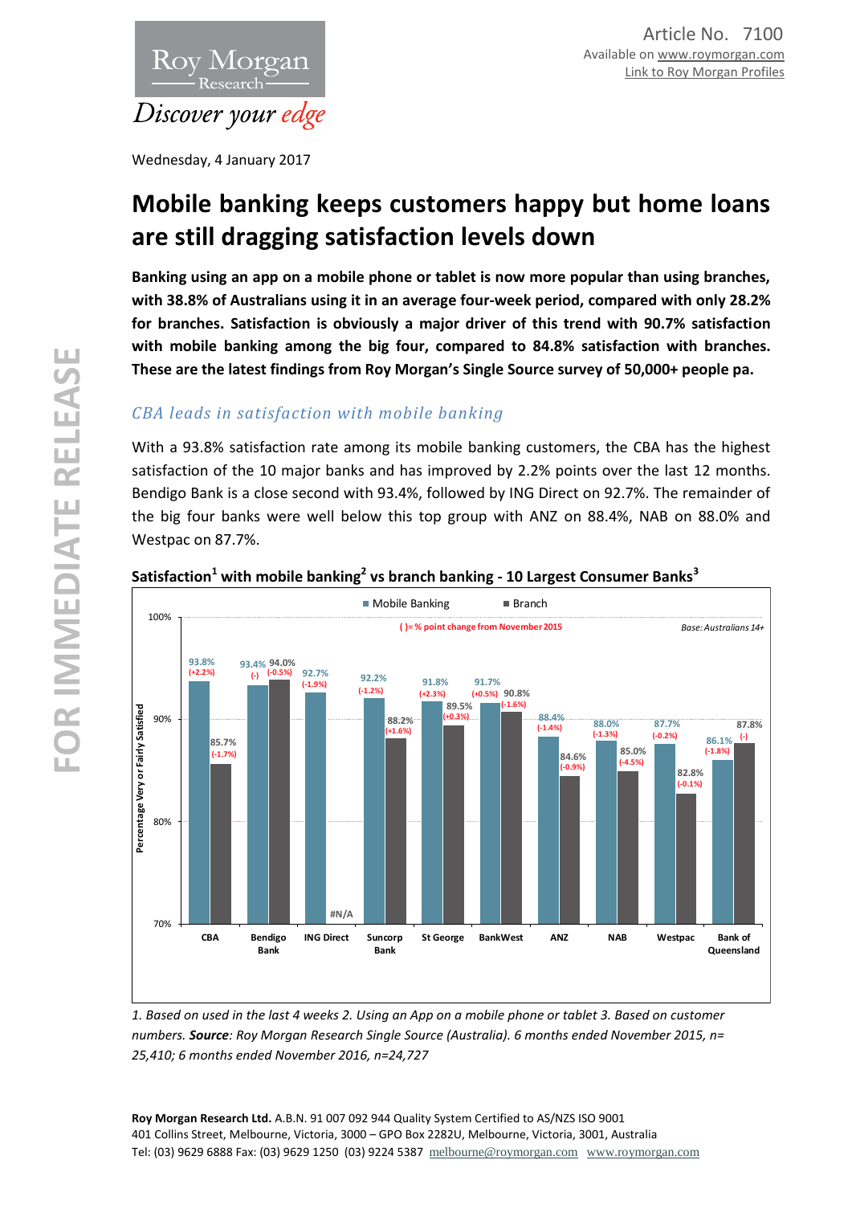Article No. 7100
Available on www.roymorgan.com
Link to Roy Morgan Profiles

Wednesday, 4 January 2017

# Mobile banking keeps customers happy but home loans are still dragging satisfaction levels down

**Banking using an app on a mobile phone or tablet is now more popular than using branches, with 38.8% of Australians using it in an average four-week period, compared with only 28.2% for branches. Satisfaction is obviously a major driver of this trend with 90.7% satisfaction with mobile banking among the big four, compared to 84.8% satisfaction with branches. These are the latest findings from Roy Morgan's Single Source survey of 50,000+ people pa.**

## *CBA leads in satisfaction with mobile banking*

With a 93.8% satisfaction rate among its mobile banking customers, the CBA has the highest satisfaction of the 10 major banks and has improved by 2.2% points over the last 12 months. Bendigo Bank is a close second with 93.4%, followed by ING Direct on 92.7%. The remainder of the big four banks were well below this top group with ANZ on 88.4%, NAB on 88.0% and Westpac on 87.7%.

**Satisfaction[1] with mobile banking[2] vs branch banking - 10 Largest Consumer Banks[3]**

( )= % point change from November 2015. Base: Australians 14+. Percentage Very or Fairly Satisfied.

| Bank | Mobile Banking | Branch |
|---|---|---|
| CBA | 93.8% (+2.2%) | 85.7% (-1.7%) |
| Bendigo Bank | 93.4% (-) | 94.0% (-0.5%) |
| ING Direct | 92.7% (-1.9%) | #N/A |
| Suncorp Bank | 92.2% (-1.2%) | 88.2% (+1.6%) |
| St George | 91.8% (+2.3%) | 89.5% (+0.3%) |
| BankWest | 91.7% (+0.5%) | 90.8% (-1.6%) |
| ANZ | 88.4% (-1.4%) | 84.6% (-0.9%) |
| NAB | 88.0% (-1.3%) | 85.0% (-4.5%) |
| Westpac | 87.7% (-0.2%) | 82.8% (-0.1%) |
| Bank of Queensland | 86.1% (-1.8%) | 87.8% (-) |

*1. Based on used in the last 4 weeks 2. Using an App on a mobile phone or tablet 3. Based on customer numbers. **Source**: Roy Morgan Research Single Source (Australia). 6 months ended November 2015, n= 25,410; 6 months ended November 2016, n=24,727*

**Roy Morgan Research Ltd.** A.B.N. 91 007 092 944 Quality System Certified to AS/NZS ISO 9001
401 Collins Street, Melbourne, Victoria, 3000 – GPO Box 2282U, Melbourne, Victoria, 3001, Australia
Tel: (03) 9629 6888 Fax: (03) 9629 1250 (03) 9224 5387 melbourne@roymorgan.com www.roymorgan.com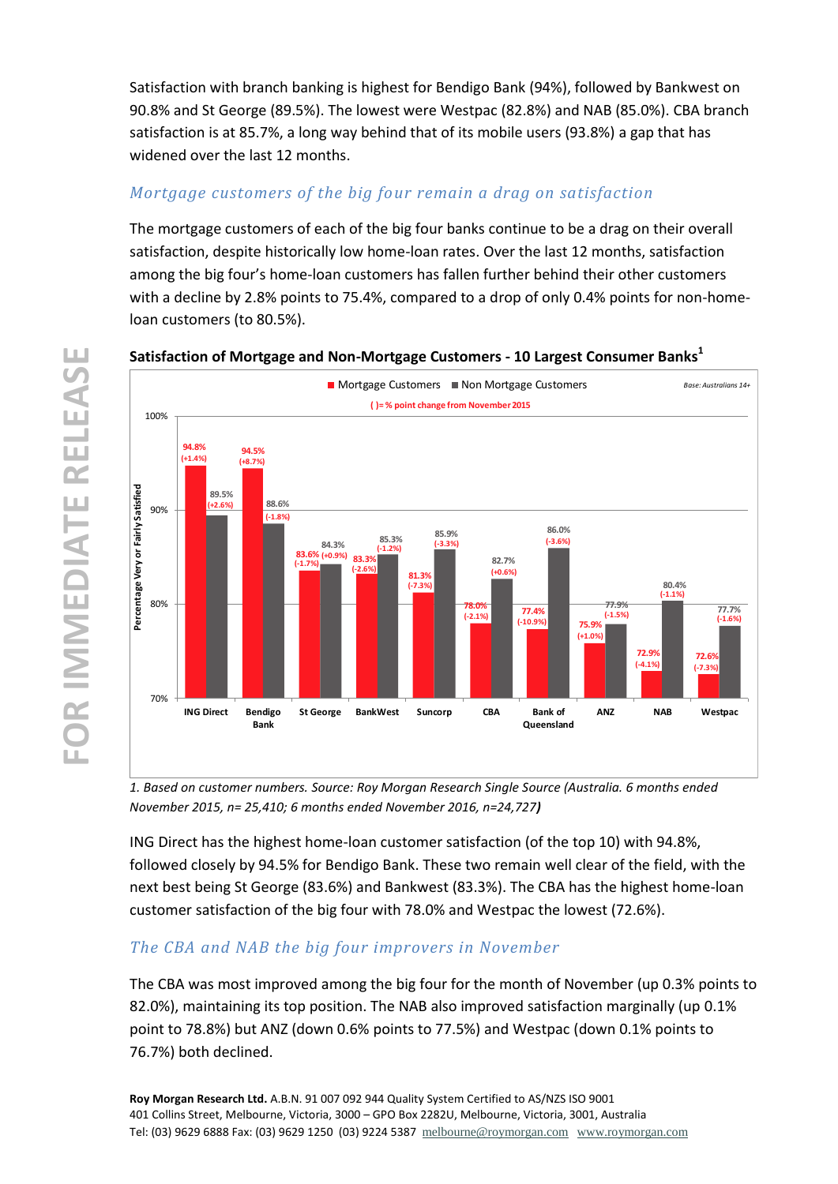Satisfaction with branch banking is highest for Bendigo Bank (94%), followed by Bankwest on 90.8% and St George (89.5%). The lowest were Westpac (82.8%) and NAB (85.0%). CBA branch satisfaction is at 85.7%, a long way behind that of its mobile users (93.8%) a gap that has widened over the last 12 months.

## *Mortgage customers of the big four remain a drag on satisfaction*

The mortgage customers of each of the big four banks continue to be a drag on their overall satisfaction, despite historically low home-loan rates. Over the last 12 months, satisfaction among the big four's home-loan customers has fallen further behind their other customers with a decline by 2.8% points to 75.4%, compared to a drop of only 0.4% points for non-home-loan customers (to 80.5%).

**Satisfaction of Mortgage and Non-Mortgage Customers - 10 Largest Consumer Banks[1]**

Base: Australians 14+. ( )= % point change from November 2015. Percentage Very or Fairly Satisfied.

| Bank | Mortgage Customers | Non Mortgage Customers |
|---|---|---|
| ING Direct | 94.8% (+1.4%) | 89.5% (+2.6%) |
| Bendigo Bank | 94.5% (+8.7%) | 88.6% (-1.8%) |
| St George | 83.6% (-1.7%) | 84.3% (+0.9%) |
| BankWest | 83.3% (-2.6%) | 85.3% (-1.2%) |
| Suncorp | 81.3% (-7.3%) | 85.9% (-3.3%) |
| CBA | 78.0% (-2.1%) | 82.7% (+0.6%) |
| Bank of Queensland | 77.4% (-10.9%) | 86.0% (-3.6%) |
| ANZ | 75.9% (+1.0%) | 77.9% (-1.5%) |
| NAB | 72.9% (-4.1%) | 80.4% (-1.1%) |
| Westpac | 72.6% (-7.3%) | 77.7% (-1.6%) |

*1. Based on customer numbers. Source: Roy Morgan Research Single Source (Australia. 6 months ended November 2015, n= 25,410; 6 months ended November 2016, n=24,727)*

ING Direct has the highest home-loan customer satisfaction (of the top 10) with 94.8%, followed closely by 94.5% for Bendigo Bank. These two remain well clear of the field, with the next best being St George (83.6%) and Bankwest (83.3%). The CBA has the highest home-loan customer satisfaction of the big four with 78.0% and Westpac the lowest (72.6%).

## *The CBA and NAB the big four improvers in November*

The CBA was most improved among the big four for the month of November (up 0.3% points to 82.0%), maintaining its top position. The NAB also improved satisfaction marginally (up 0.1% point to 78.8%) but ANZ (down 0.6% points to 77.5%) and Westpac (down 0.1% points to 76.7%) both declined.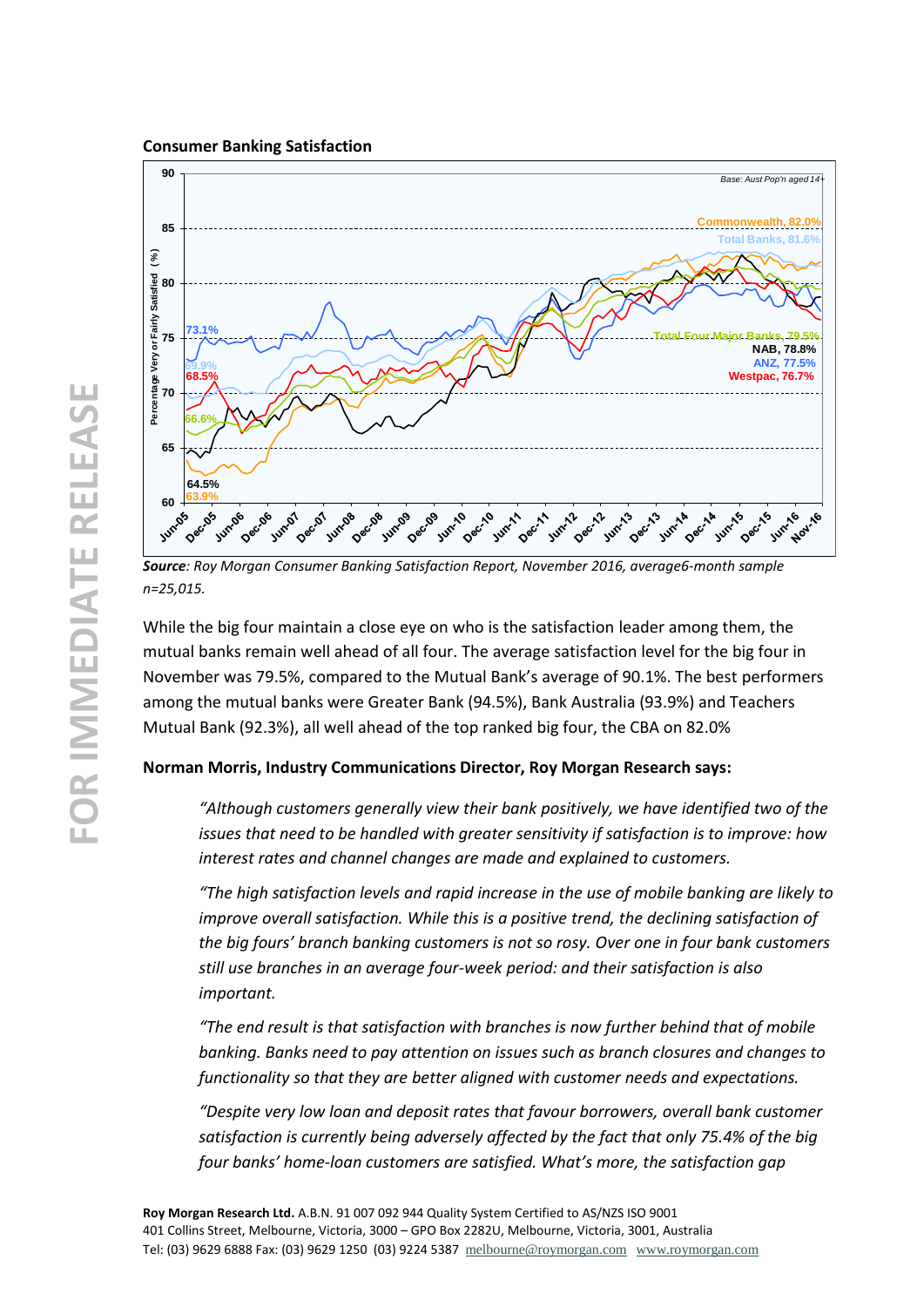**Consumer Banking Satisfaction**

*Source: Roy Morgan Consumer Banking Satisfaction Report, November 2016, average6-month sample n=25,015.*

While the big four maintain a close eye on who is the satisfaction leader among them, the mutual banks remain well ahead of all four. The average satisfaction level for the big four in November was 79.5%, compared to the Mutual Bank's average of 90.1%. The best performers among the mutual banks were Greater Bank (94.5%), Bank Australia (93.9%) and Teachers Mutual Bank (92.3%), all well ahead of the top ranked big four, the CBA on 82.0%

**Norman Morris, Industry Communications Director, Roy Morgan Research says:**

> *"Although customers generally view their bank positively, we have identified two of the issues that need to be handled with greater sensitivity if satisfaction is to improve: how interest rates and channel changes are made and explained to customers.*
>
> *"The high satisfaction levels and rapid increase in the use of mobile banking are likely to improve overall satisfaction. While this is a positive trend, the declining satisfaction of the big fours' branch banking customers is not so rosy. Over one in four bank customers still use branches in an average four-week period: and their satisfaction is also important.*
>
> *"The end result is that satisfaction with branches is now further behind that of mobile banking. Banks need to pay attention on issues such as branch closures and changes to functionality so that they are better aligned with customer needs and expectations.*
>
> *"Despite very low loan and deposit rates that favour borrowers, overall bank customer satisfaction is currently being adversely affected by the fact that only 75.4% of the big four banks' home-loan customers are satisfied. What's more, the satisfaction gap*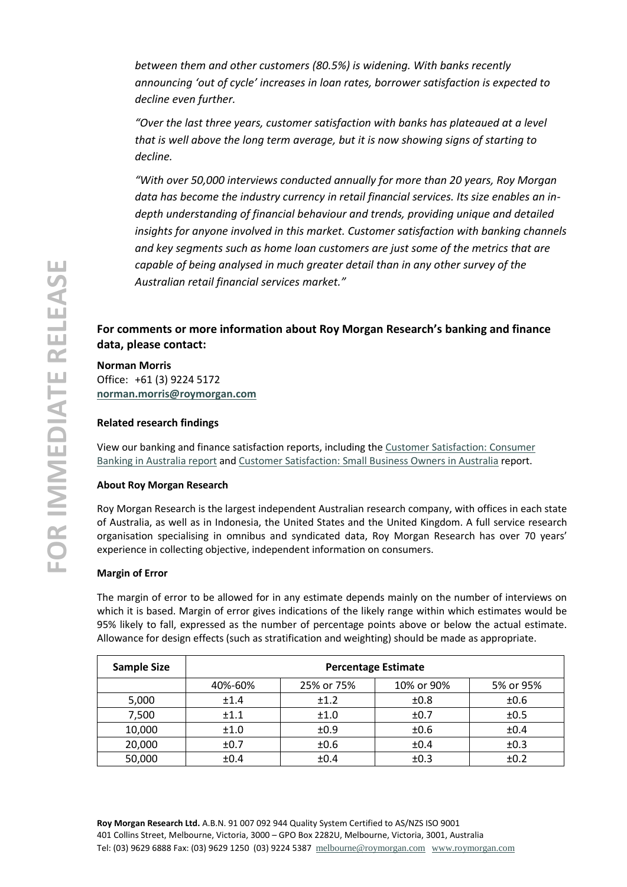*between them and other customers (80.5%) is widening. With banks recently announcing 'out of cycle' increases in loan rates, borrower satisfaction is expected to decline even further.*

*"Over the last three years, customer satisfaction with banks has plateaued at a level that is well above the long term average, but it is now showing signs of starting to decline.*

*"With over 50,000 interviews conducted annually for more than 20 years, Roy Morgan data has become the industry currency in retail financial services. Its size enables an in-depth understanding of financial behaviour and trends, providing unique and detailed insights for anyone involved in this market. Customer satisfaction with banking channels and key segments such as home loan customers are just some of the metrics that are capable of being analysed in much greater detail than in any other survey of the Australian retail financial services market."*

### For comments or more information about Roy Morgan Research's banking and finance data, please contact:

**Norman Morris**
Office: +61 (3) 9224 5172
**norman.morris@roymorgan.com**

#### Related research findings

View our banking and finance satisfaction reports, including the Customer Satisfaction: Consumer Banking in Australia report and Customer Satisfaction: Small Business Owners in Australia report.

#### About Roy Morgan Research

Roy Morgan Research is the largest independent Australian research company, with offices in each state of Australia, as well as in Indonesia, the United States and the United Kingdom. A full service research organisation specialising in omnibus and syndicated data, Roy Morgan Research has over 70 years' experience in collecting objective, independent information on consumers.

#### Margin of Error

The margin of error to be allowed for in any estimate depends mainly on the number of interviews on which it is based. Margin of error gives indications of the likely range within which estimates would be 95% likely to fall, expressed as the number of percentage points above or below the actual estimate. Allowance for design effects (such as stratification and weighting) should be made as appropriate.

| Sample Size | Percentage Estimate | | | |
|---|---|---|---|---|
| | 40%-60% | 25% or 75% | 10% or 90% | 5% or 95% |
| 5,000 | ±1.4 | ±1.2 | ±0.8 | ±0.6 |
| 7,500 | ±1.1 | ±1.0 | ±0.7 | ±0.5 |
| 10,000 | ±1.0 | ±0.9 | ±0.6 | ±0.4 |
| 20,000 | ±0.7 | ±0.6 | ±0.4 | ±0.3 |
| 50,000 | ±0.4 | ±0.4 | ±0.3 | ±0.2 |

**Roy Morgan Research Ltd.** A.B.N. 91 007 092 944 Quality System Certified to AS/NZS ISO 9001
401 Collins Street, Melbourne, Victoria, 3000 – GPO Box 2282U, Melbourne, Victoria, 3001, Australia
Tel: (03) 9629 6888 Fax: (03) 9629 1250 (03) 9224 5387 melbourne@roymorgan.com www.roymorgan.com